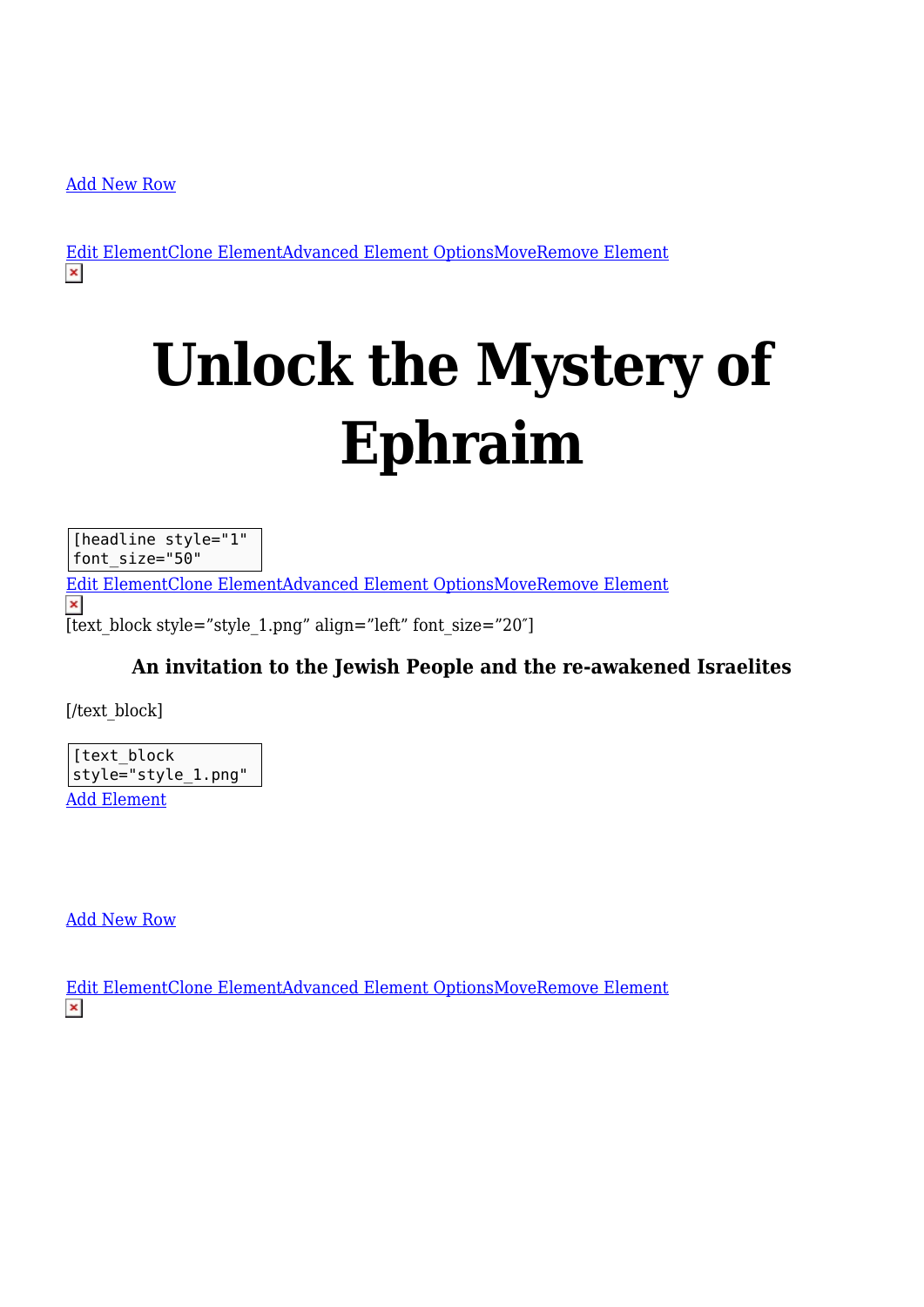Add New Row

Edit ElementClone ElementAdvanced Element OptionsMoveRemove Element

# Unlock the Mystery of Ephraim

```
[headline style="1"
font_size="50"
```

Edit ElementClone ElementAdvanced Element OptionsMoveRemove Element

[text_block style="style_1.png" align="left" font_size="20″]

**An invitation to the Jewish People and the re-awakened Israelites**

[/text_block]

```
[text_block
style="style_1.png"
```

Add Element

Add New Row

Edit ElementClone ElementAdvanced Element OptionsMoveRemove Element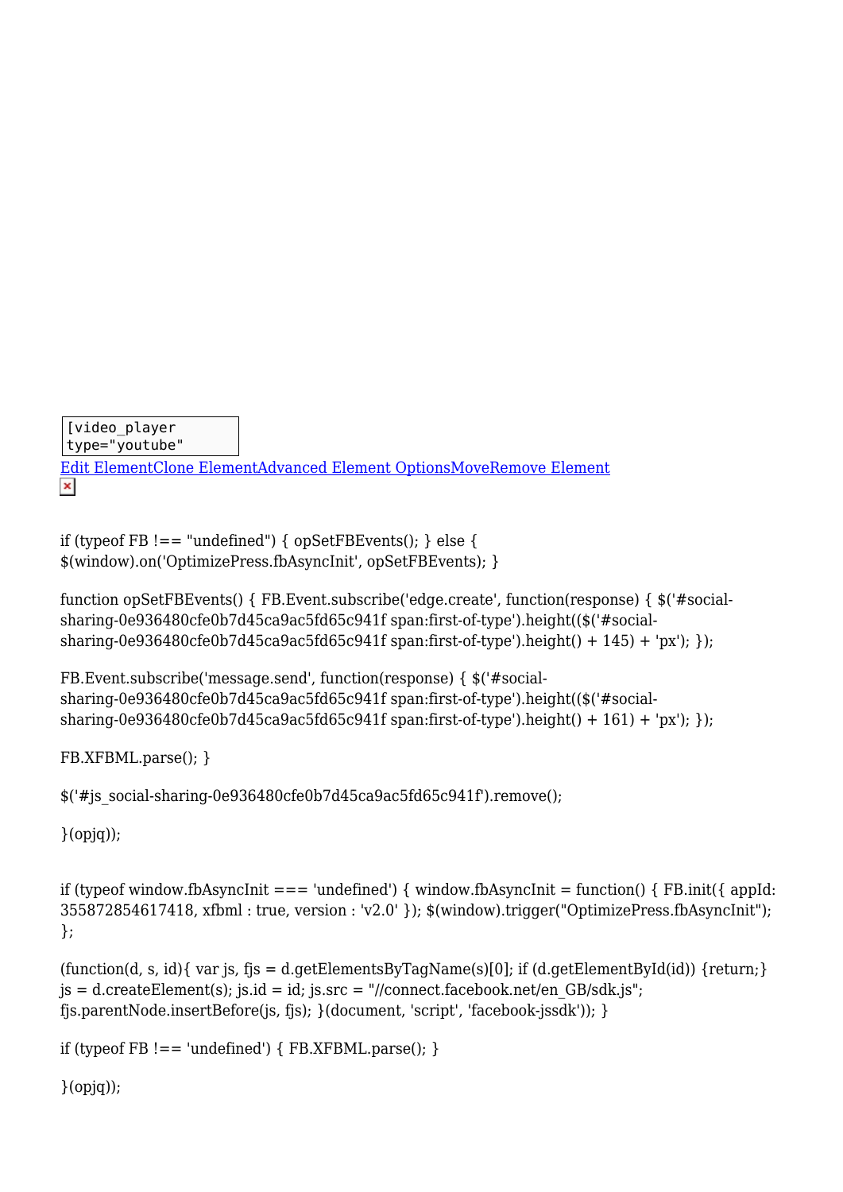```
[video_player
type="youtube"
```

Edit ElementClone ElementAdvanced Element OptionsMoveRemove Element

if (typeof FB !== "undefined") { opSetFBEvents(); } else { $(window).on('OptimizePress.fbAsyncInit', opSetFBEvents); }

function opSetFBEvents() { FB.Event.subscribe('edge.create', function(response) { $('#social-sharing-0e936480cfe0b7d45ca9ac5fd65c941f span:first-of-type').height(($('#social-sharing-0e936480cfe0b7d45ca9ac5fd65c941f span:first-of-type').height() + 145) + 'px'); });

FB.Event.subscribe('message.send', function(response) { $('#social-sharing-0e936480cfe0b7d45ca9ac5fd65c941f span:first-of-type').height(($('#social-sharing-0e936480cfe0b7d45ca9ac5fd65c941f span:first-of-type').height() + 161) + 'px'); });

FB.XFBML.parse(); }

$('#js_social-sharing-0e936480cfe0b7d45ca9ac5fd65c941f').remove();

}(opjq));

if (typeof window.fbAsyncInit === 'undefined') { window.fbAsyncInit = function() { FB.init({ appId: 355872854617418, xfbml : true, version : 'v2.0' }); $(window).trigger("OptimizePress.fbAsyncInit"); };

(function(d, s, id){ var js, fjs = d.getElementsByTagName(s)[0]; if (d.getElementById(id)) {return;} js = d.createElement(s); js.id = id; js.src = "//connect.facebook.net/en_GB/sdk.js"; fjs.parentNode.insertBefore(js, fjs); }(document, 'script', 'facebook-jssdk')); }

if (typeof FB !== 'undefined') { FB.XFBML.parse(); }

}(opjq));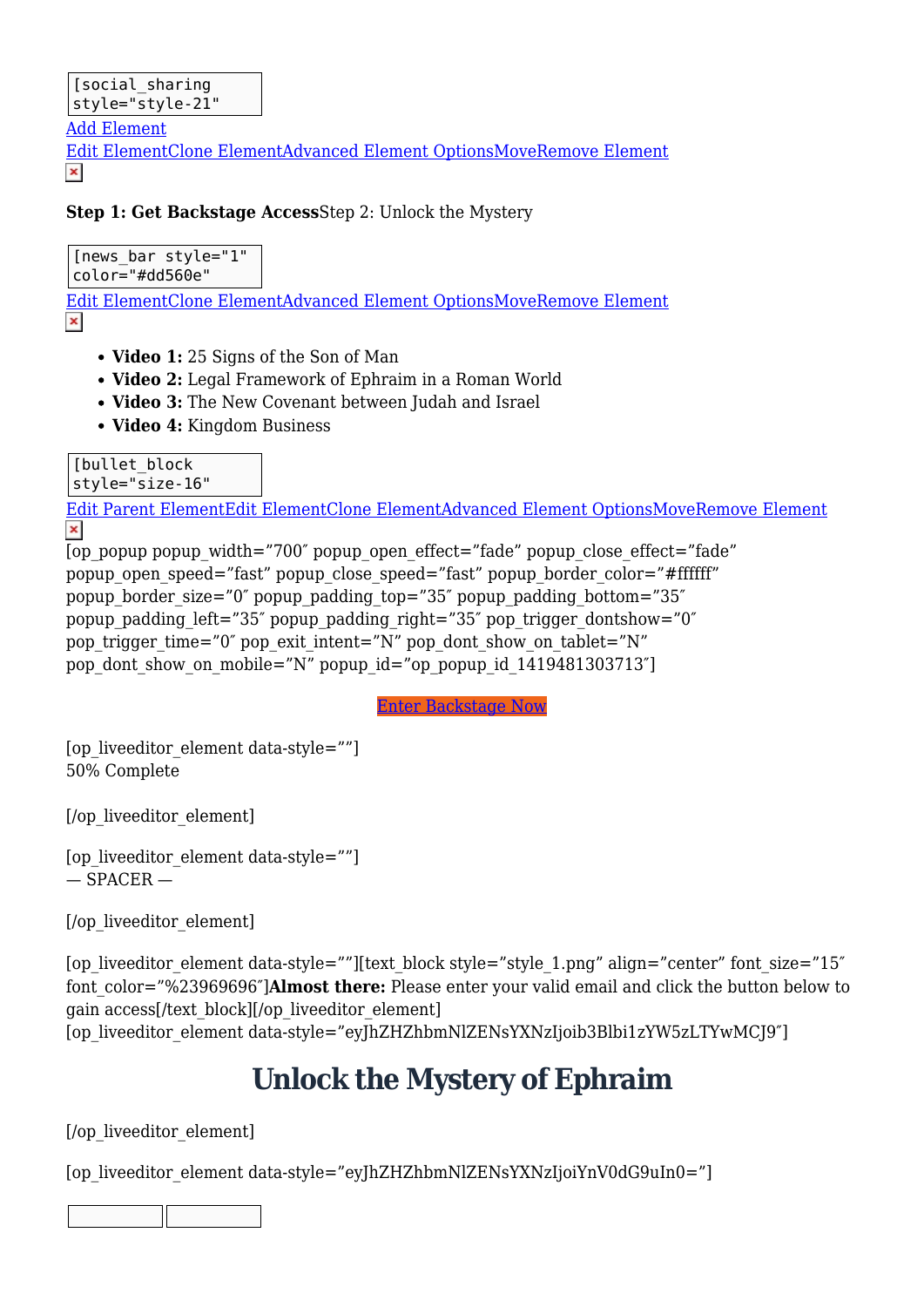```
[social_sharing
style="style-21"
```

Add Element

Edit ElementClone ElementAdvanced Element OptionsMoveRemove Element

**Step 1: Get Backstage Access**Step 2: Unlock the Mystery

```
[news_bar style="1"
color="#dd560e"
```

Edit ElementClone ElementAdvanced Element OptionsMoveRemove Element

- **Video 1:** 25 Signs of the Son of Man
- **Video 2:** Legal Framework of Ephraim in a Roman World
- **Video 3:** The New Covenant between Judah and Israel
- **Video 4:** Kingdom Business

```
[bullet_block
style="size-16"
```

Edit Parent ElementEdit ElementClone ElementAdvanced Element OptionsMoveRemove Element

[op_popup popup_width=”700″ popup_open_effect=”fade” popup_close_effect=”fade” popup_open_speed=”fast” popup_close_speed=”fast” popup_border_color=”#ffffff” popup_border_size=”0″ popup_padding_top=”35″ popup_padding_bottom=”35″ popup_padding_left=”35″ popup_padding_right=”35″ pop_trigger_dontshow=”0″ pop_trigger_time=”0″ pop_exit_intent=”N” pop_dont_show_on_tablet=”N” pop_dont_show_on_mobile=”N” popup_id=”op_popup_id_1419481303713″]

Enter Backstage Now

[op_liveeditor_element data-style=””]
50% Complete

[/op_liveeditor_element]

[op_liveeditor_element data-style=””]
— SPACER —

[/op_liveeditor_element]

[op_liveeditor_element data-style=””][text_block style=”style_1.png” align=”center” font_size=”15″ font_color=”%23969696″]**Almost there:** Please enter your valid email and click the button below to gain access[/text_block][/op_liveeditor_element]
[op_liveeditor_element data-style=”eyJhZHZhbmNlZENsYXNzIjoib3Blbi1zYW5zLTYwMCJ9″]

# Unlock the Mystery of Ephraim

[/op_liveeditor_element]

[op_liveeditor_element data-style=”eyJhZHZhbmNlZENsYXNzIjoiYnV0dG9uIn0=”]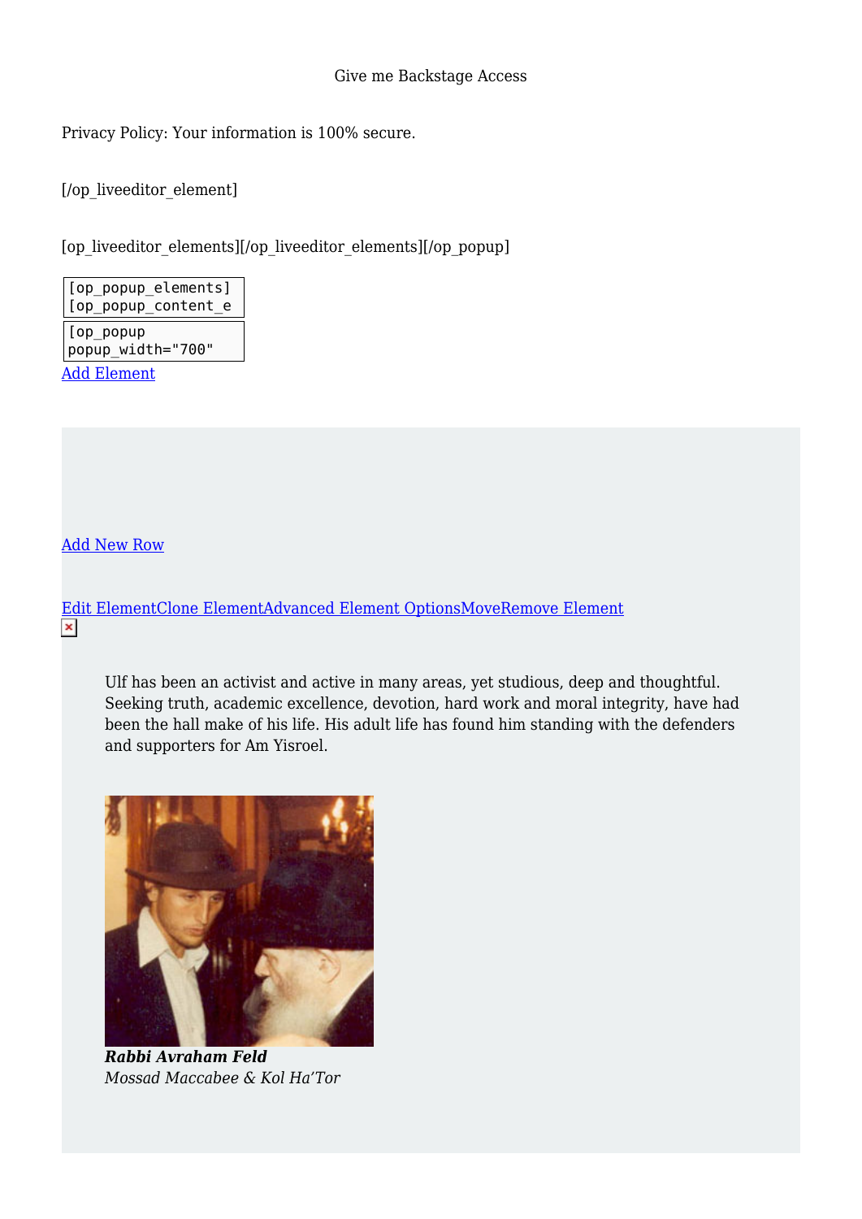Give me Backstage Access

Privacy Policy: Your information is 100% secure.

[/op_liveeditor_element]

[op_liveeditor_elements][/op_liveeditor_elements][/op_popup]

```
[op_popup_elements]
[op_popup_content_e
```

```
[op_popup
popup_width="700"
```

[Add Element]

[Add New Row]

[Edit Element][Clone Element][Advanced Element Options][Move][Remove Element]

Ulf has been an activist and active in many areas, yet studious, deep and thoughtful. Seeking truth, academic excellence, devotion, hard work and moral integrity, have had been the hall make of his life. His adult life has found him standing with the defenders and supporters for Am Yisroel.

***Rabbi Avraham Feld***
*Mossad Maccabee & Kol Ha'Tor*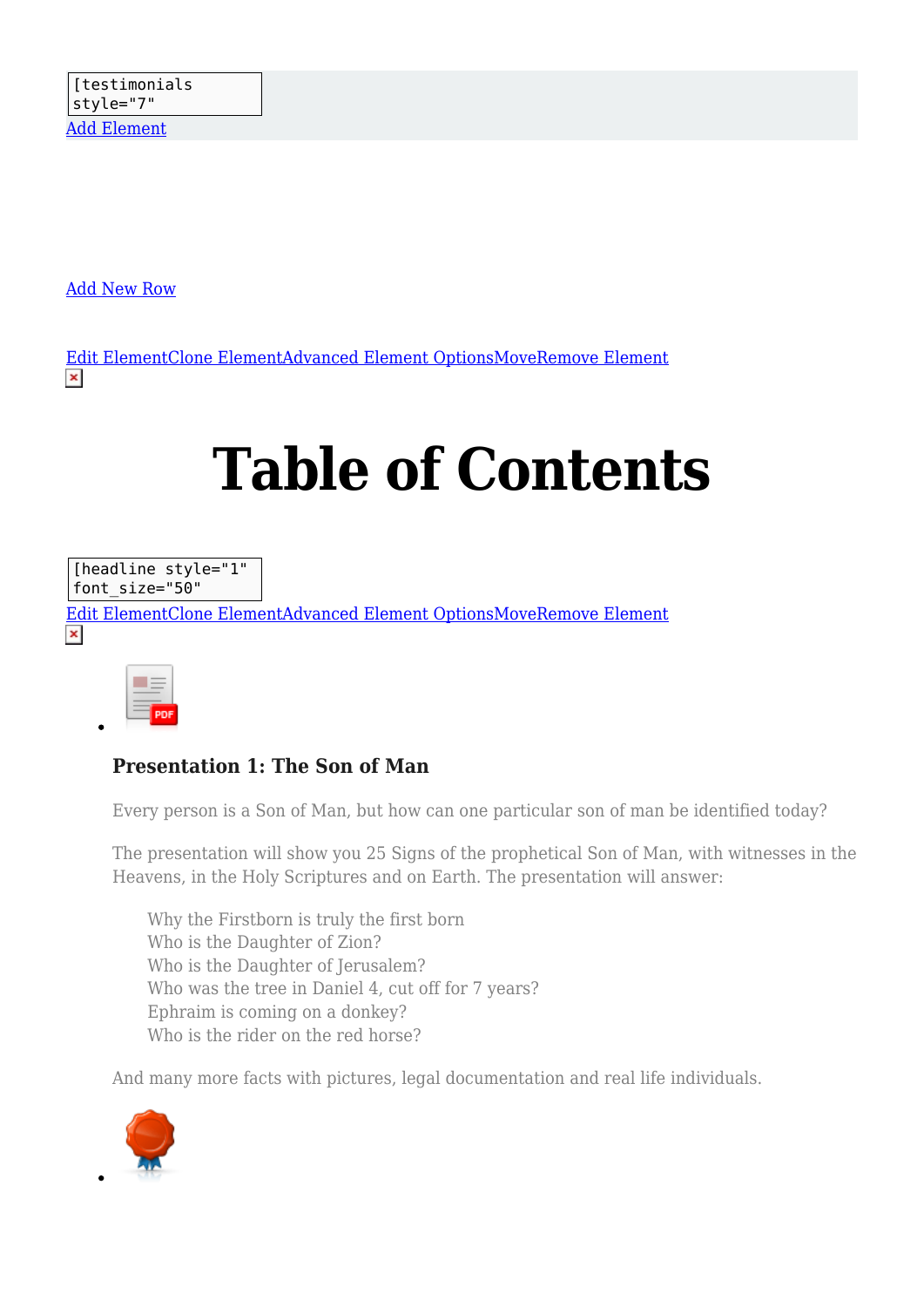[testimonials style="7"

Add Element

Add New Row

Edit ElementClone ElementAdvanced Element OptionsMoveRemove Element

# Table of Contents

[headline style="1" font_size="50"

Edit ElementClone ElementAdvanced Element OptionsMoveRemove Element

- ### Presentation 1: The Son of Man

  Every person is a Son of Man, but how can one particular son of man be identified today?

  The presentation will show you 25 Signs of the prophetical Son of Man, with witnesses in the Heavens, in the Holy Scriptures and on Earth. The presentation will answer:

  > Why the Firstborn is truly the first born
  > Who is the Daughter of Zion?
  > Who is the Daughter of Jerusalem?
  > Who was the tree in Daniel 4, cut off for 7 years?
  > Ephraim is coming on a donkey?
  > Who is the rider on the red horse?

  And many more facts with pictures, legal documentation and real life individuals.

-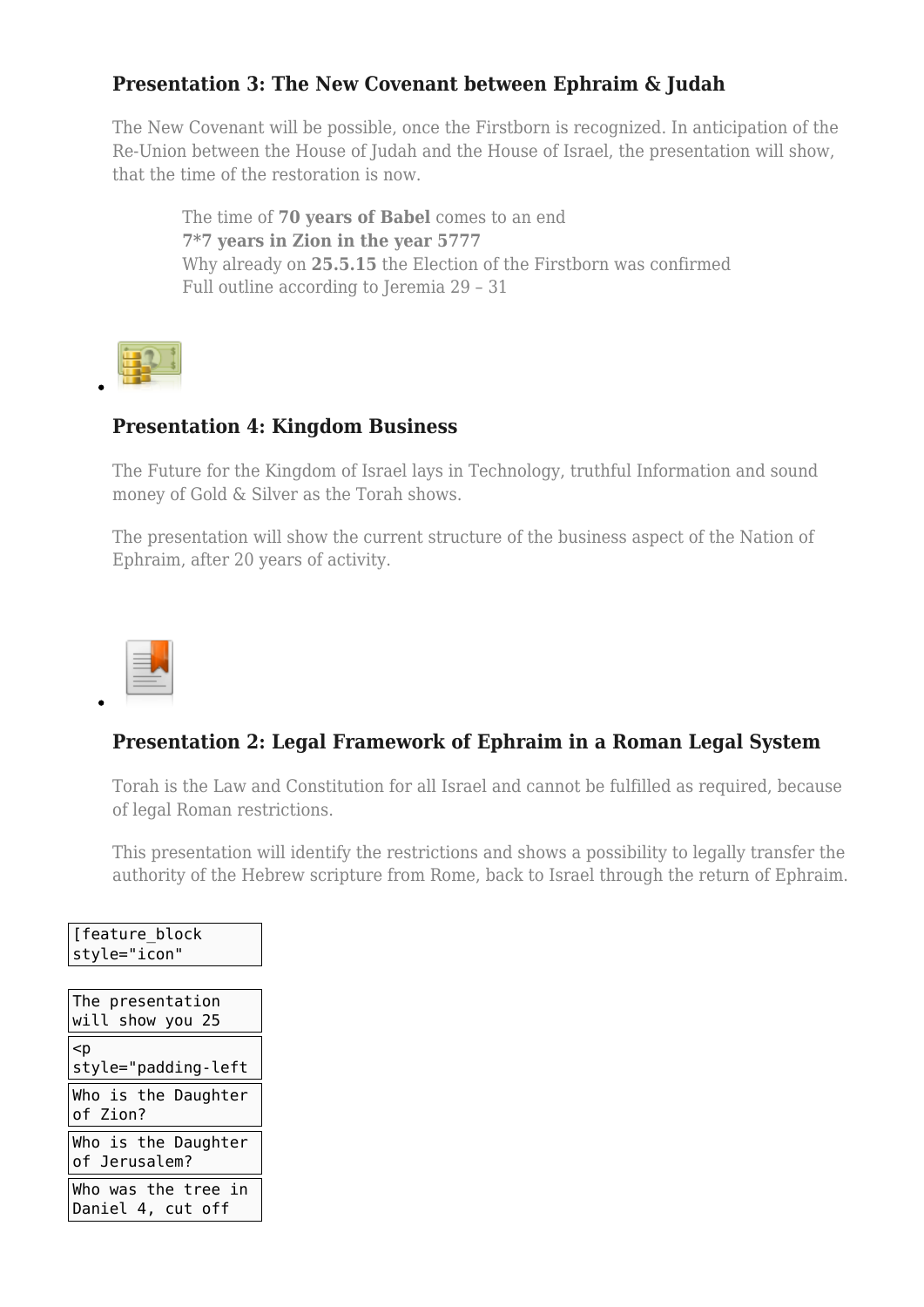### Presentation 3: The New Covenant between Ephraim & Judah

The New Covenant will be possible, once the Firstborn is recognized. In anticipation of the Re-Union between the House of Judah and the House of Israel, the presentation will show, that the time of the restoration is now.

> The time of **70 years of Babel** comes to an end
> **7*7 years in Zion in the year 5777**
> Why already on **25.5.15** the Election of the Firstborn was confirmed
> Full outline according to Jeremia 29 – 31

- ### Presentation 4: Kingdom Business

The Future for the Kingdom of Israel lays in Technology, truthful Information and sound money of Gold & Silver as the Torah shows.

The presentation will show the current structure of the business aspect of the Nation of Ephraim, after 20 years of activity.

- ### Presentation 2: Legal Framework of Ephraim in a Roman Legal System

Torah is the Law and Constitution for all Israel and cannot be fulfilled as required, because of legal Roman restrictions.

This presentation will identify the restrictions and shows a possibility to legally transfer the authority of the Hebrew scripture from Rome, back to Israel through the return of Ephraim.

```
[feature_block
style="icon"
```

```
The presentation
will show you 25
```

```
<p
style="padding-left
```

```
Who is the Daughter
of Zion?
```

```
Who is the Daughter
of Jerusalem?
```

```
Who was the tree in
Daniel 4, cut off
```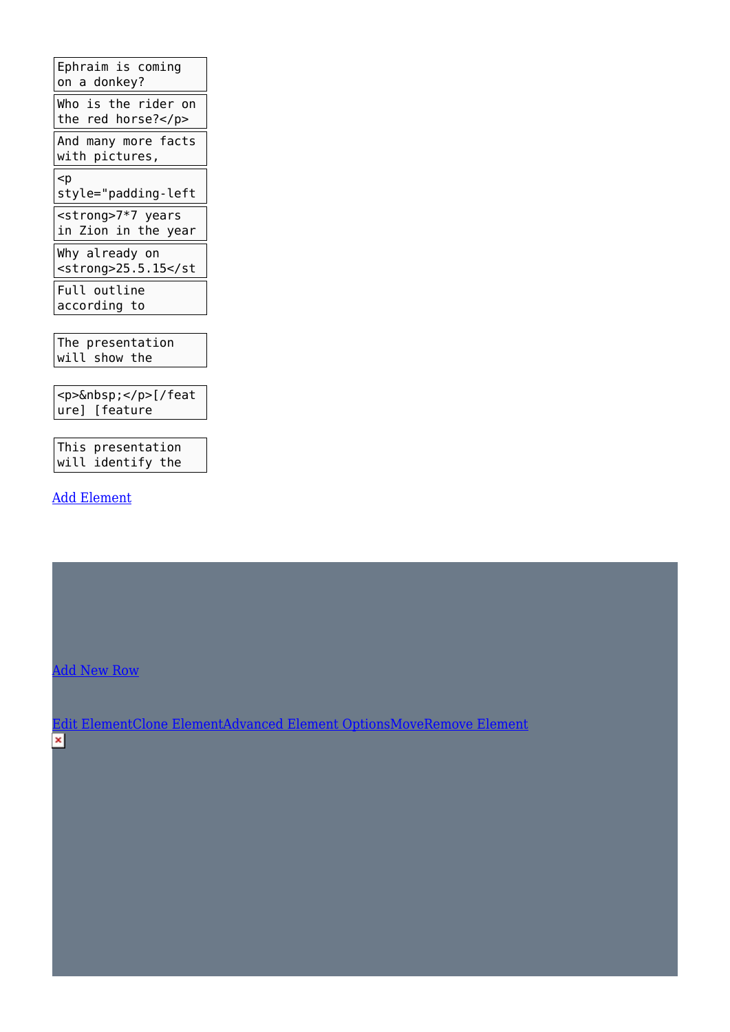```
Ephraim is coming
on a donkey?
```

```
Who is the rider on
the red horse?</p>
```

```
And many more facts
with pictures,
```

```
<p
style="padding-left
```

```
<strong>7*7 years
in Zion in the year
```

```
Why already on
<strong>25.5.15</st
```

```
Full outline
according to
```

```
The presentation
will show the
```

```
<p>&nbsp;</p>[/feat
ure] [feature
```

```
This presentation
will identify the
```

Add Element

Add New Row

Edit ElementClone ElementAdvanced Element OptionsMoveRemove Element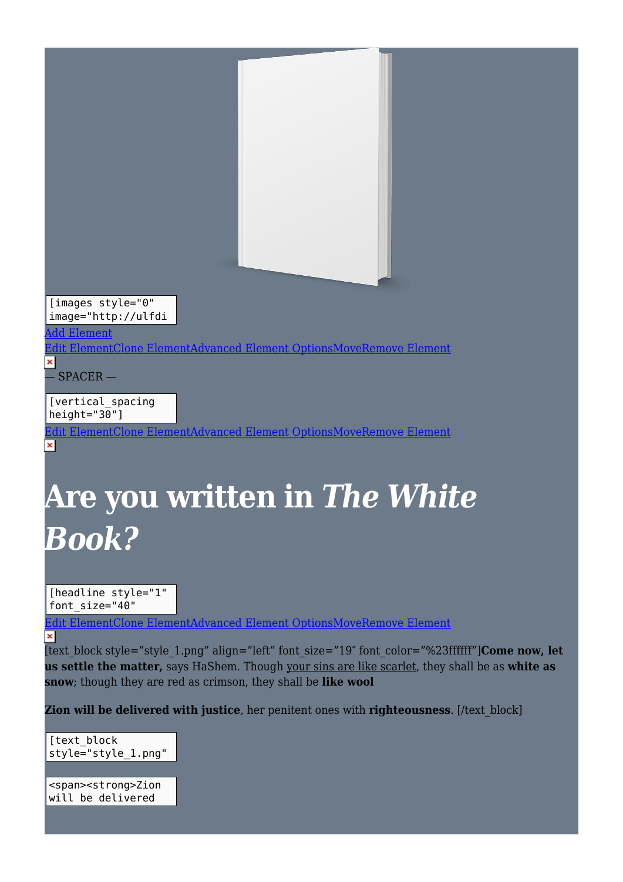```
[images style="0" image="http://ulfdi
```

Add Element

Edit ElementClone ElementAdvanced Element OptionsMoveRemove Element

— SPACER —

```
[vertical_spacing height="30"]
```

Edit ElementClone ElementAdvanced Element OptionsMoveRemove Element

# Are you written in *The White Book?*

```
[headline style="1" font_size="40"
```

Edit ElementClone ElementAdvanced Element OptionsMoveRemove Element

[text_block style="style_1.png" align="left" font_size="19″ font_color="%23ffffff"]**Come now, let us settle the matter,** says HaShem. Though your sins are like scarlet, they shall be as **white as snow**; though they are red as crimson, they shall be **like wool**

**Zion will be delivered with justice**, her penitent ones with **righteousness**. [/text_block]

```
[text_block style="style_1.png"
```

```
<span><strong>Zion will be delivered
```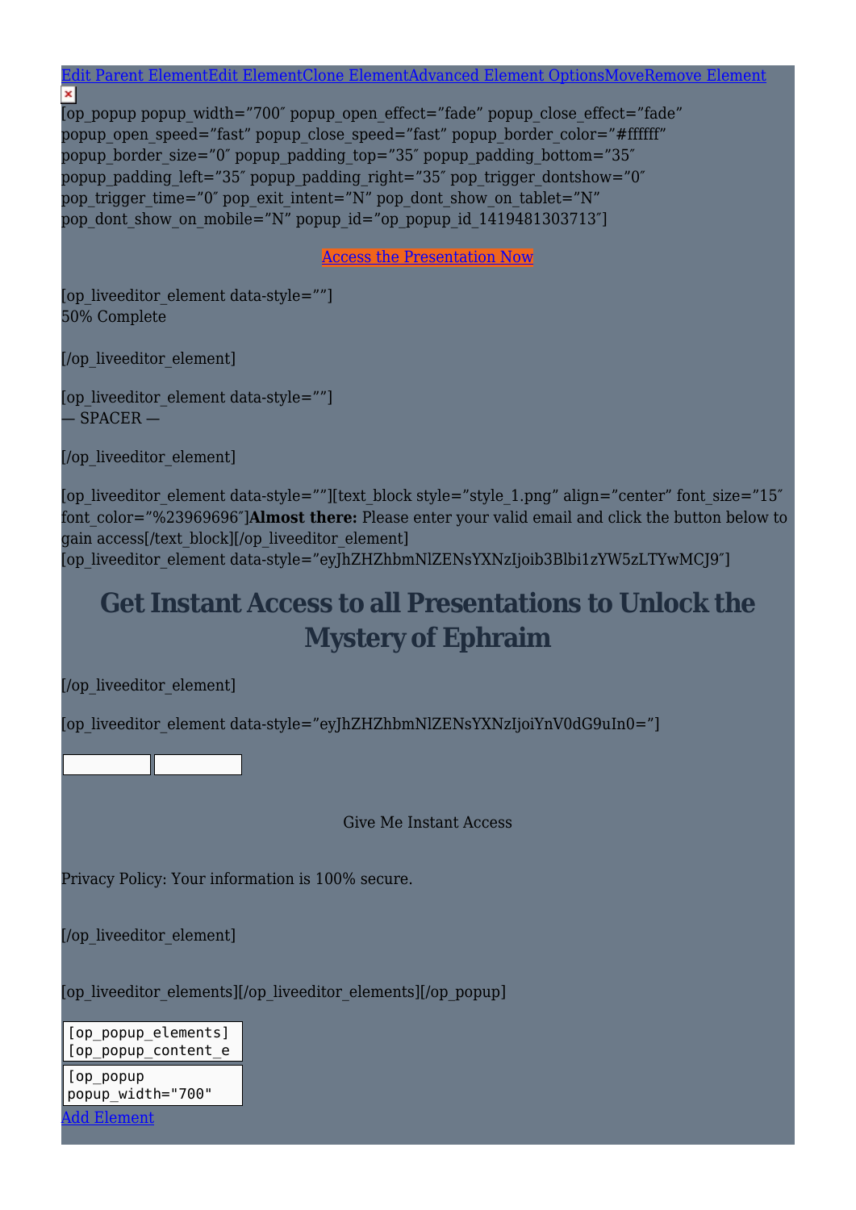Edit Parent ElementEdit ElementClone ElementAdvanced Element OptionsMoveRemove Element

[op_popup popup_width="700″ popup_open_effect="fade" popup_close_effect="fade" popup_open_speed="fast" popup_close_speed="fast" popup_border_color="#ffffff" popup_border_size="0″ popup_padding_top="35″ popup_padding_bottom="35″ popup_padding_left="35″ popup_padding_right="35″ pop_trigger_dontshow="0″ pop_trigger_time="0″ pop_exit_intent="N" pop_dont_show_on_tablet="N" pop_dont_show_on_mobile="N" popup_id="op_popup_id_1419481303713″]

Access the Presentation Now

[op_liveeditor_element data-style=""]
50% Complete

[/op_liveeditor_element]

[op_liveeditor_element data-style=""]
— SPACER —

[/op_liveeditor_element]

[op_liveeditor_element data-style=""][text_block style="style_1.png" align="center" font_size="15″ font_color="%23969696″]**Almost there:** Please enter your valid email and click the button below to gain access[/text_block][/op_liveeditor_element]
[op_liveeditor_element data-style="eyJhZHZhbmNlZENsYXNzIjoib3Blbi1zYW5zLTYwMCJ9″]

## Get Instant Access to all Presentations to Unlock the Mystery of Ephraim

[/op_liveeditor_element]

[op_liveeditor_element data-style="eyJhZHZhbmNlZENsYXNzIjoiYnV0dG9uIn0="]

Give Me Instant Access

Privacy Policy: Your information is 100% secure.

[/op_liveeditor_element]

[op_liveeditor_elements][/op_liveeditor_elements][/op_popup]

```
[op_popup_elements]
[op_popup_content_e
```

```
[op_popup
popup_width="700"
```

Add Element